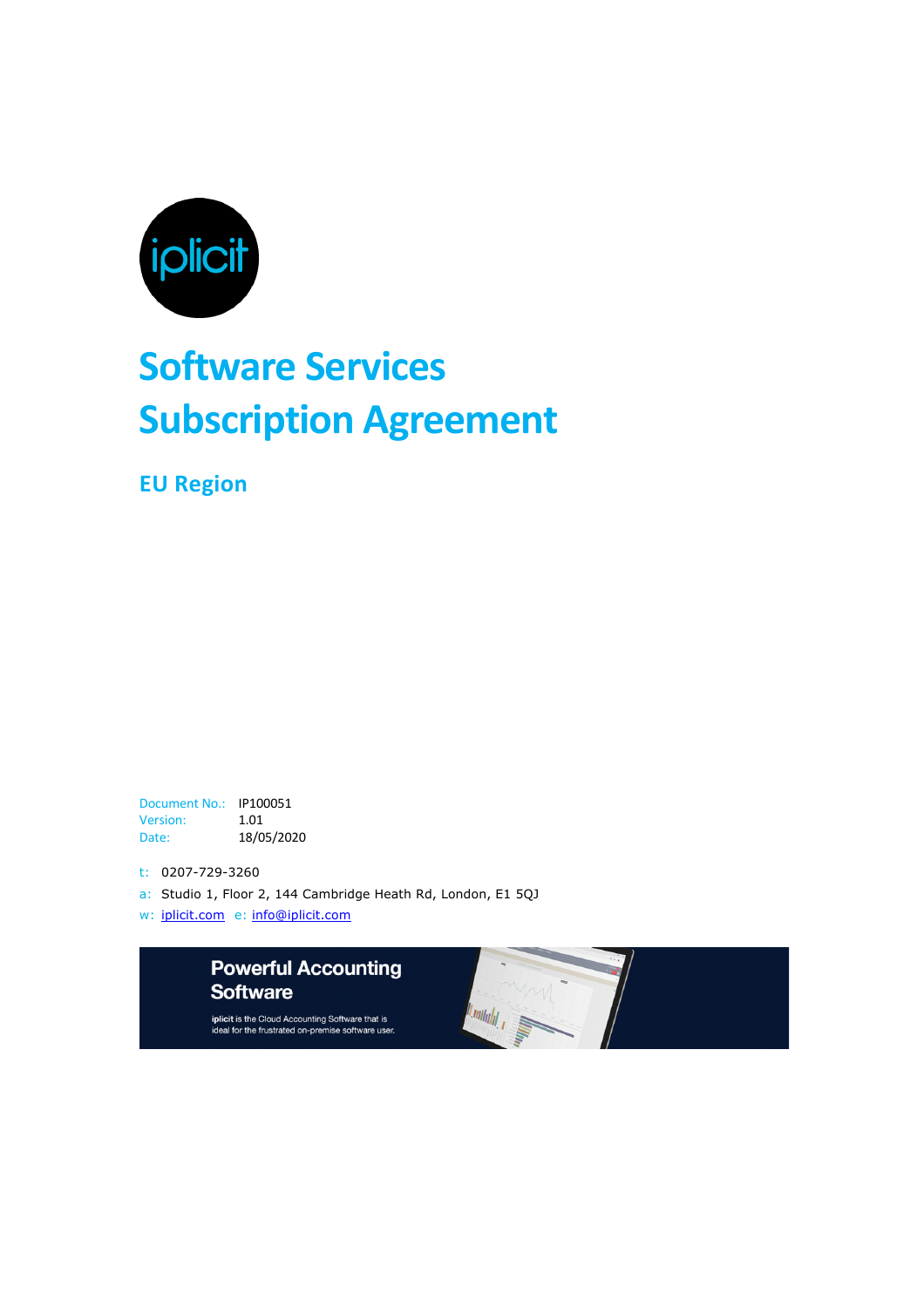iplicit

# Software Services Subscription Agreement

## EU Region

Document No.: IP100051
Version: 1.01
Date: 18/05/2020

t: 0207-729-3260

a: Studio 1, Floor 2, 144 Cambridge Heath Rd, London, E1 5QJ

w: iplicit.com e: info@iplicit.com

**Powerful Accounting Software**

**iplicit** is the Cloud Accounting Software that is ideal for the frustrated on-premise software user.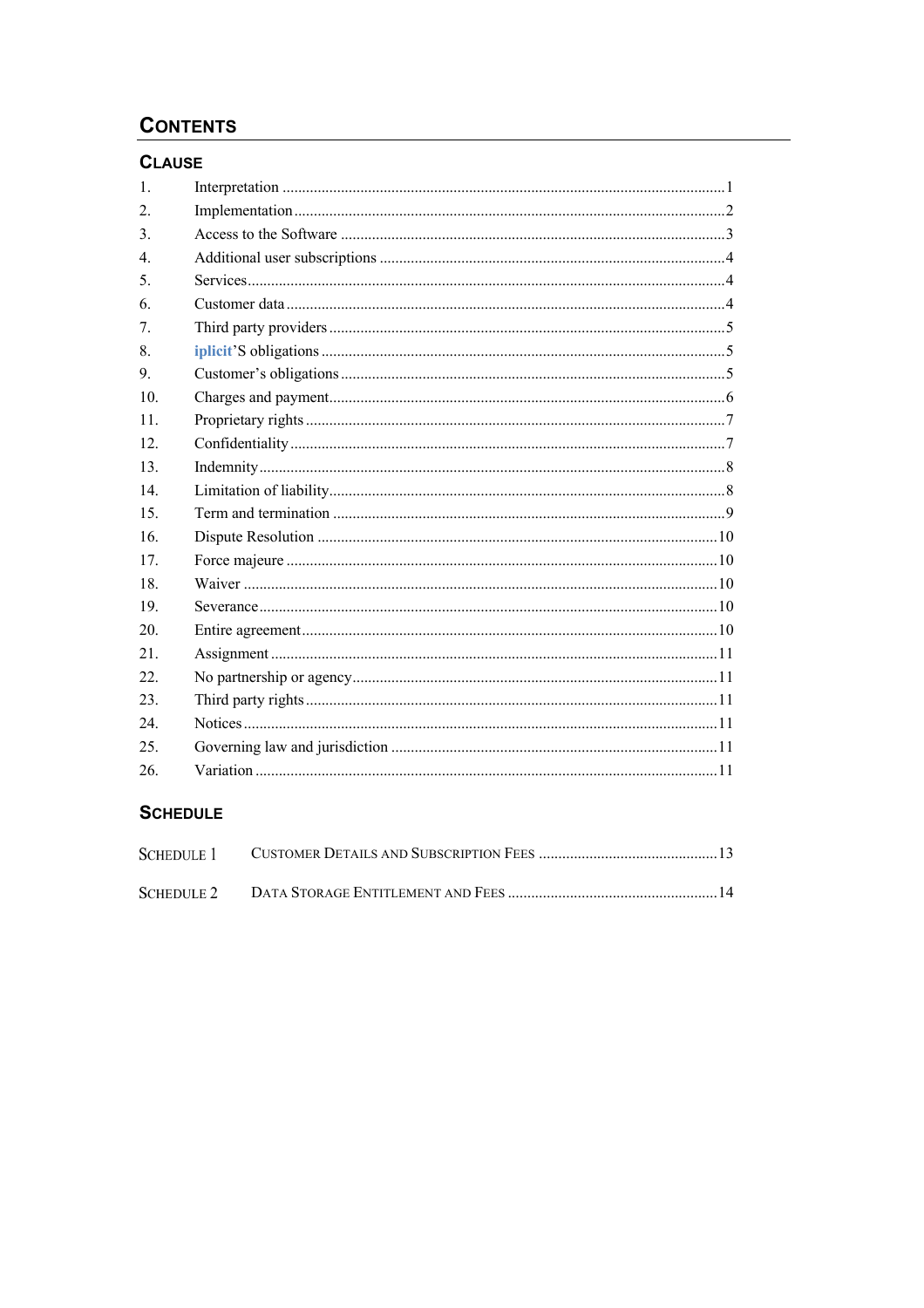# CONTENTS

## CLAUSE

| | | |
|---|---|---|
| 1. | Interpretation | 1 |
| 2. | Implementation | 2 |
| 3. | Access to the Software | 3 |
| 4. | Additional user subscriptions | 4 |
| 5. | Services | 4 |
| 6. | Customer data | 4 |
| 7. | Third party providers | 5 |
| 8. | iplicit'S obligations | 5 |
| 9. | Customer's obligations | 5 |
| 10. | Charges and payment | 6 |
| 11. | Proprietary rights | 7 |
| 12. | Confidentiality | 7 |
| 13. | Indemnity | 8 |
| 14. | Limitation of liability | 8 |
| 15. | Term and termination | 9 |
| 16. | Dispute Resolution | 10 |
| 17. | Force majeure | 10 |
| 18. | Waiver | 10 |
| 19. | Severance | 10 |
| 20. | Entire agreement | 10 |
| 21. | Assignment | 11 |
| 22. | No partnership or agency | 11 |
| 23. | Third party rights | 11 |
| 24. | Notices | 11 |
| 25. | Governing law and jurisdiction | 11 |
| 26. | Variation | 11 |

## SCHEDULE

| | | |
|---|---|---|
| SCHEDULE 1 | CUSTOMER DETAILS AND SUBSCRIPTION FEES | 13 |
| SCHEDULE 2 | DATA STORAGE ENTITLEMENT AND FEES | 14 |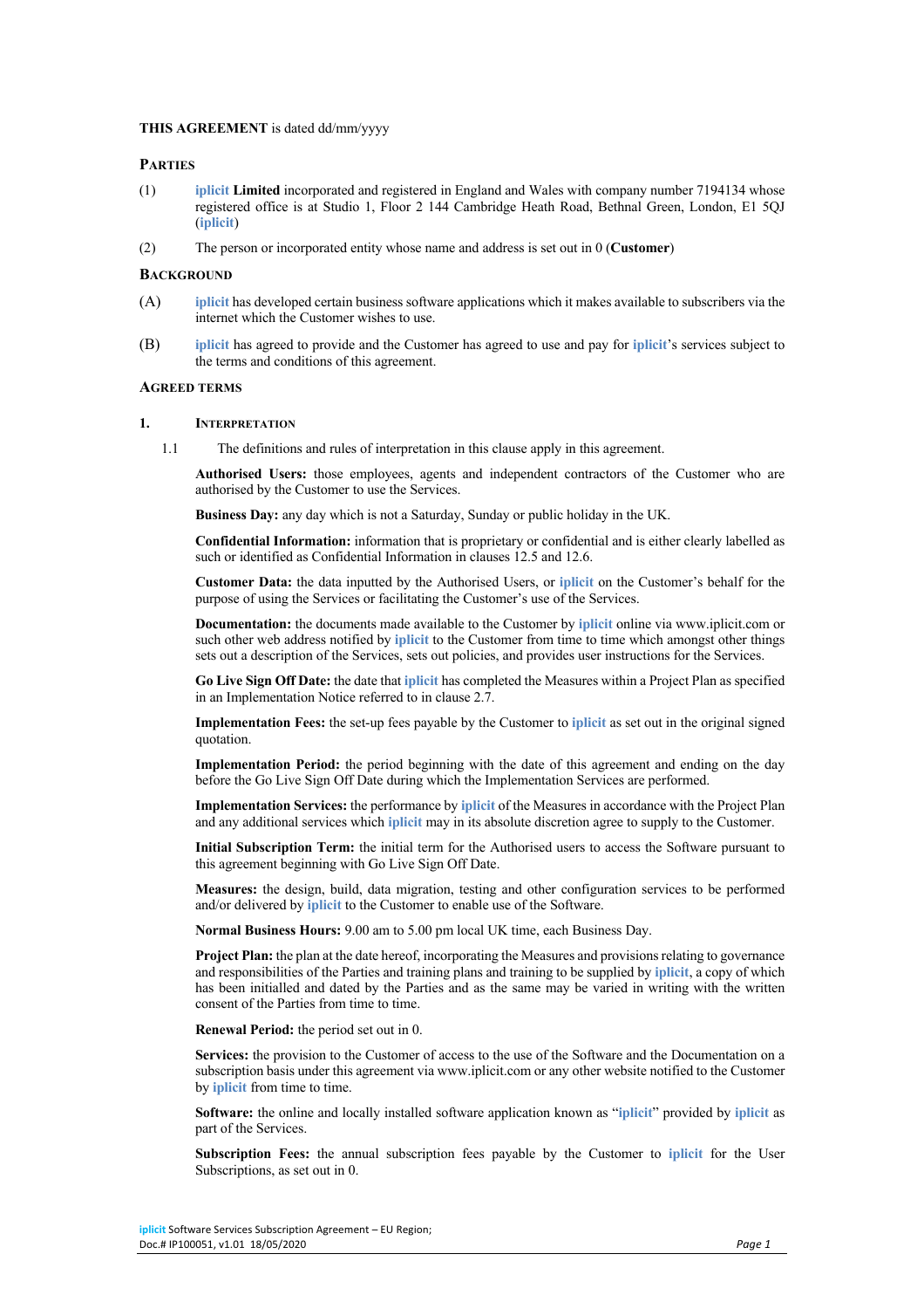**THIS AGREEMENT** is dated dd/mm/yyyy

**PARTIES**

(1) **iplicit Limited** incorporated and registered in England and Wales with company number 7194134 whose registered office is at Studio 1, Floor 2 144 Cambridge Heath Road, Bethnal Green, London, E1 5QJ (**iplicit**)

(2) The person or incorporated entity whose name and address is set out in 0 (**Customer**)

**BACKGROUND**

(A) **iplicit** has developed certain business software applications which it makes available to subscribers via the internet which the Customer wishes to use.

(B) **iplicit** has agreed to provide and the Customer has agreed to use and pay for **iplicit**'s services subject to the terms and conditions of this agreement.

**AGREED TERMS**

**1. INTERPRETATION**

1.1 The definitions and rules of interpretation in this clause apply in this agreement.

**Authorised Users:** those employees, agents and independent contractors of the Customer who are authorised by the Customer to use the Services.

**Business Day:** any day which is not a Saturday, Sunday or public holiday in the UK.

**Confidential Information:** information that is proprietary or confidential and is either clearly labelled as such or identified as Confidential Information in clauses 12.5 and 12.6.

**Customer Data:** the data inputted by the Authorised Users, or **iplicit** on the Customer's behalf for the purpose of using the Services or facilitating the Customer's use of the Services.

**Documentation:** the documents made available to the Customer by **iplicit** online via www.iplicit.com or such other web address notified by **iplicit** to the Customer from time to time which amongst other things sets out a description of the Services, sets out policies, and provides user instructions for the Services.

**Go Live Sign Off Date:** the date that **iplicit** has completed the Measures within a Project Plan as specified in an Implementation Notice referred to in clause 2.7.

**Implementation Fees:** the set-up fees payable by the Customer to **iplicit** as set out in the original signed quotation.

**Implementation Period:** the period beginning with the date of this agreement and ending on the day before the Go Live Sign Off Date during which the Implementation Services are performed.

**Implementation Services:** the performance by **iplicit** of the Measures in accordance with the Project Plan and any additional services which **iplicit** may in its absolute discretion agree to supply to the Customer.

**Initial Subscription Term:** the initial term for the Authorised users to access the Software pursuant to this agreement beginning with Go Live Sign Off Date.

**Measures:** the design, build, data migration, testing and other configuration services to be performed and/or delivered by **iplicit** to the Customer to enable use of the Software.

**Normal Business Hours:** 9.00 am to 5.00 pm local UK time, each Business Day.

**Project Plan:** the plan at the date hereof, incorporating the Measures and provisions relating to governance and responsibilities of the Parties and training plans and training to be supplied by **iplicit**, a copy of which has been initialled and dated by the Parties and as the same may be varied in writing with the written consent of the Parties from time to time.

**Renewal Period:** the period set out in 0.

**Services:** the provision to the Customer of access to the use of the Software and the Documentation on a subscription basis under this agreement via www.iplicit.com or any other website notified to the Customer by **iplicit** from time to time.

**Software:** the online and locally installed software application known as "**iplicit**" provided by **iplicit** as part of the Services.

**Subscription Fees:** the annual subscription fees payable by the Customer to **iplicit** for the User Subscriptions, as set out in 0.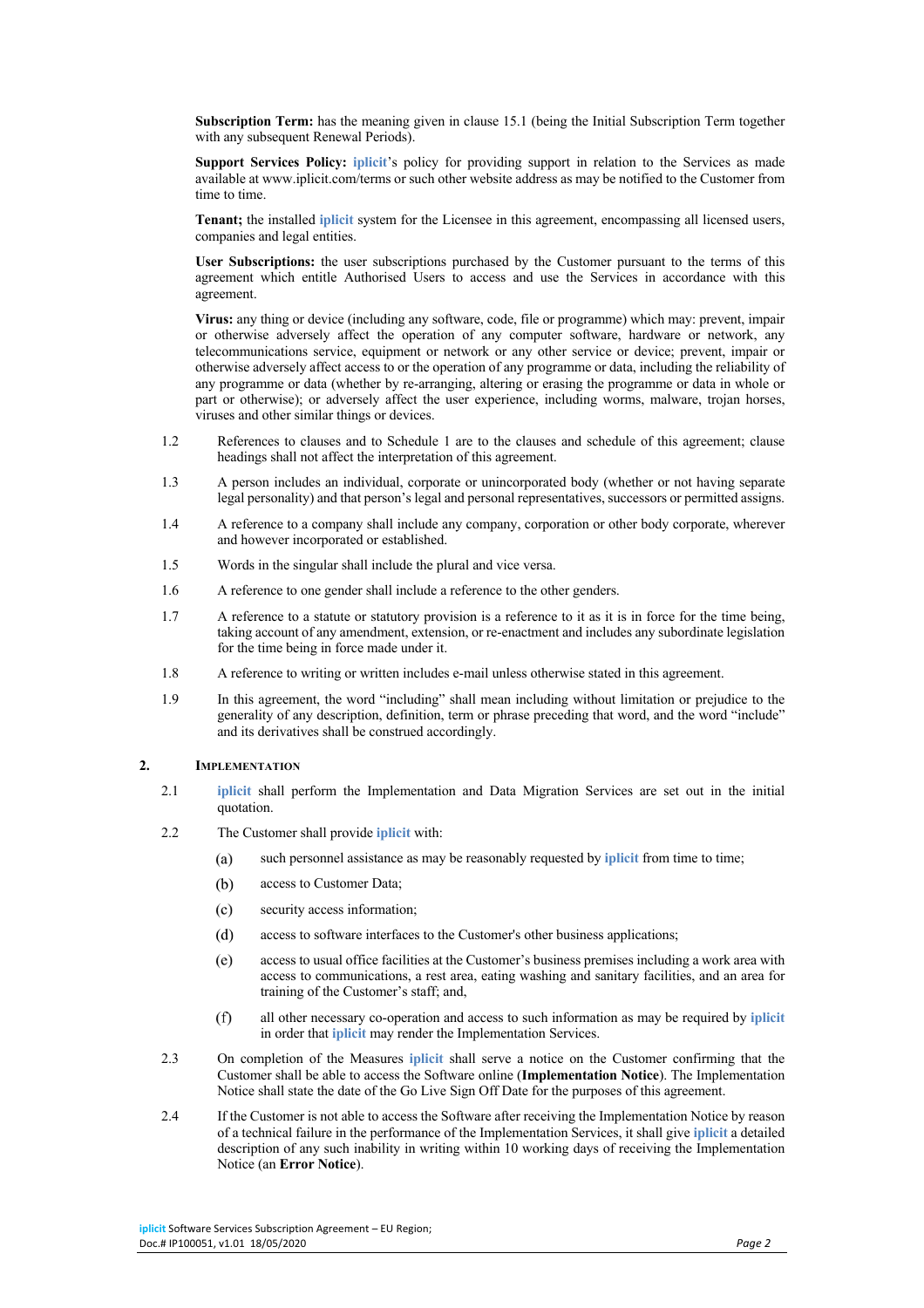**Subscription Term:** has the meaning given in clause 15.1 (being the Initial Subscription Term together with any subsequent Renewal Periods).

**Support Services Policy:** **iplicit**'s policy for providing support in relation to the Services as made available at www.iplicit.com/terms or such other website address as may be notified to the Customer from time to time.

**Tenant;** the installed **iplicit** system for the Licensee in this agreement, encompassing all licensed users, companies and legal entities.

**User Subscriptions:** the user subscriptions purchased by the Customer pursuant to the terms of this agreement which entitle Authorised Users to access and use the Services in accordance with this agreement.

**Virus:** any thing or device (including any software, code, file or programme) which may: prevent, impair or otherwise adversely affect the operation of any computer software, hardware or network, any telecommunications service, equipment or network or any other service or device; prevent, impair or otherwise adversely affect access to or the operation of any programme or data, including the reliability of any programme or data (whether by re-arranging, altering or erasing the programme or data in whole or part or otherwise); or adversely affect the user experience, including worms, malware, trojan horses, viruses and other similar things or devices.

1.2 References to clauses and to Schedule 1 are to the clauses and schedule of this agreement; clause headings shall not affect the interpretation of this agreement.

1.3 A person includes an individual, corporate or unincorporated body (whether or not having separate legal personality) and that person's legal and personal representatives, successors or permitted assigns.

1.4 A reference to a company shall include any company, corporation or other body corporate, wherever and however incorporated or established.

1.5 Words in the singular shall include the plural and vice versa.

1.6 A reference to one gender shall include a reference to the other genders.

1.7 A reference to a statute or statutory provision is a reference to it as it is in force for the time being, taking account of any amendment, extension, or re-enactment and includes any subordinate legislation for the time being in force made under it.

1.8 A reference to writing or written includes e-mail unless otherwise stated in this agreement.

1.9 In this agreement, the word "including" shall mean including without limitation or prejudice to the generality of any description, definition, term or phrase preceding that word, and the word "include" and its derivatives shall be construed accordingly.

## 2. IMPLEMENTATION

2.1 **iplicit** shall perform the Implementation and Data Migration Services are set out in the initial quotation.

2.2 The Customer shall provide **iplicit** with:

(a) such personnel assistance as may be reasonably requested by **iplicit** from time to time;

(b) access to Customer Data;

(c) security access information;

(d) access to software interfaces to the Customer's other business applications;

(e) access to usual office facilities at the Customer's business premises including a work area with access to communications, a rest area, eating washing and sanitary facilities, and an area for training of the Customer's staff; and,

(f) all other necessary co-operation and access to such information as may be required by **iplicit** in order that **iplicit** may render the Implementation Services.

2.3 On completion of the Measures **iplicit** shall serve a notice on the Customer confirming that the Customer shall be able to access the Software online (**Implementation Notice**). The Implementation Notice shall state the date of the Go Live Sign Off Date for the purposes of this agreement.

2.4 If the Customer is not able to access the Software after receiving the Implementation Notice by reason of a technical failure in the performance of the Implementation Services, it shall give **iplicit** a detailed description of any such inability in writing within 10 working days of receiving the Implementation Notice (an **Error Notice**).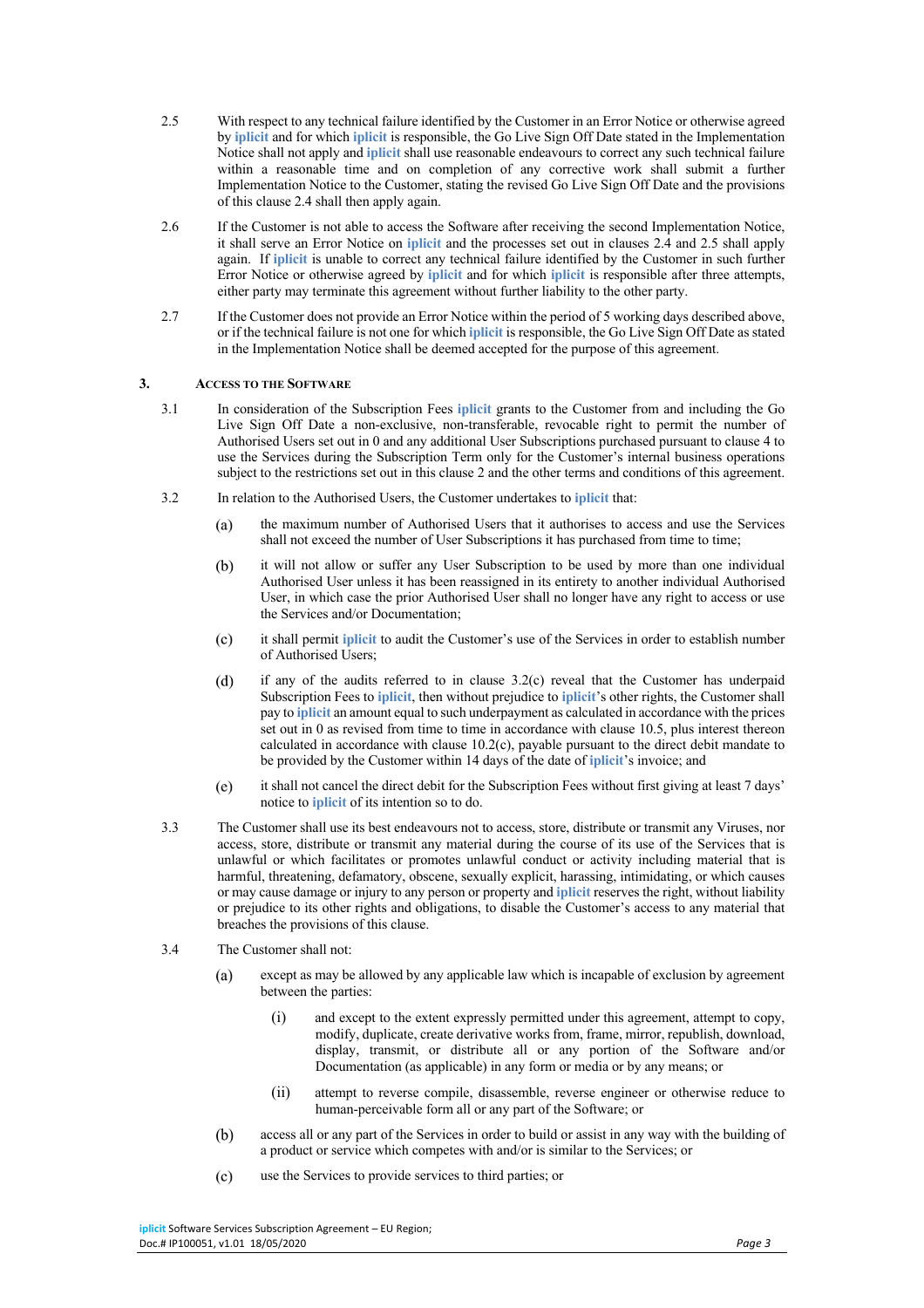2.5 With respect to any technical failure identified by the Customer in an Error Notice or otherwise agreed by **iplicit** and for which **iplicit** is responsible, the Go Live Sign Off Date stated in the Implementation Notice shall not apply and **iplicit** shall use reasonable endeavours to correct any such technical failure within a reasonable time and on completion of any corrective work shall submit a further Implementation Notice to the Customer, stating the revised Go Live Sign Off Date and the provisions of this clause 2.4 shall then apply again.

2.6 If the Customer is not able to access the Software after receiving the second Implementation Notice, it shall serve an Error Notice on **iplicit** and the processes set out in clauses 2.4 and 2.5 shall apply again. If **iplicit** is unable to correct any technical failure identified by the Customer in such further Error Notice or otherwise agreed by **iplicit** and for which **iplicit** is responsible after three attempts, either party may terminate this agreement without further liability to the other party.

2.7 If the Customer does not provide an Error Notice within the period of 5 working days described above, or if the technical failure is not one for which **iplicit** is responsible, the Go Live Sign Off Date as stated in the Implementation Notice shall be deemed accepted for the purpose of this agreement.

## 3. Access to the Software

3.1 In consideration of the Subscription Fees **iplicit** grants to the Customer from and including the Go Live Sign Off Date a non-exclusive, non-transferable, revocable right to permit the number of Authorised Users set out in 0 and any additional User Subscriptions purchased pursuant to clause 4 to use the Services during the Subscription Term only for the Customer's internal business operations subject to the restrictions set out in this clause 2 and the other terms and conditions of this agreement.

3.2 In relation to the Authorised Users, the Customer undertakes to **iplicit** that:

(a) the maximum number of Authorised Users that it authorises to access and use the Services shall not exceed the number of User Subscriptions it has purchased from time to time;

(b) it will not allow or suffer any User Subscription to be used by more than one individual Authorised User unless it has been reassigned in its entirety to another individual Authorised User, in which case the prior Authorised User shall no longer have any right to access or use the Services and/or Documentation;

(c) it shall permit **iplicit** to audit the Customer's use of the Services in order to establish number of Authorised Users;

(d) if any of the audits referred to in clause 3.2(c) reveal that the Customer has underpaid Subscription Fees to **iplicit**, then without prejudice to **iplicit**'s other rights, the Customer shall pay to **iplicit** an amount equal to such underpayment as calculated in accordance with the prices set out in 0 as revised from time to time in accordance with clause 10.5, plus interest thereon calculated in accordance with clause 10.2(c), payable pursuant to the direct debit mandate to be provided by the Customer within 14 days of the date of **iplicit**'s invoice; and

(e) it shall not cancel the direct debit for the Subscription Fees without first giving at least 7 days' notice to **iplicit** of its intention so to do.

3.3 The Customer shall use its best endeavours not to access, store, distribute or transmit any Viruses, nor access, store, distribute or transmit any material during the course of its use of the Services that is unlawful or which facilitates or promotes unlawful conduct or activity including material that is harmful, threatening, defamatory, obscene, sexually explicit, harassing, intimidating, or which causes or may cause damage or injury to any person or property and **iplicit** reserves the right, without liability or prejudice to its other rights and obligations, to disable the Customer's access to any material that breaches the provisions of this clause.

3.4 The Customer shall not:

(a) except as may be allowed by any applicable law which is incapable of exclusion by agreement between the parties:

(i) and except to the extent expressly permitted under this agreement, attempt to copy, modify, duplicate, create derivative works from, frame, mirror, republish, download, display, transmit, or distribute all or any portion of the Software and/or Documentation (as applicable) in any form or media or by any means; or

(ii) attempt to reverse compile, disassemble, reverse engineer or otherwise reduce to human-perceivable form all or any part of the Software; or

(b) access all or any part of the Services in order to build or assist in any way with the building of a product or service which competes with and/or is similar to the Services; or

(c) use the Services to provide services to third parties; or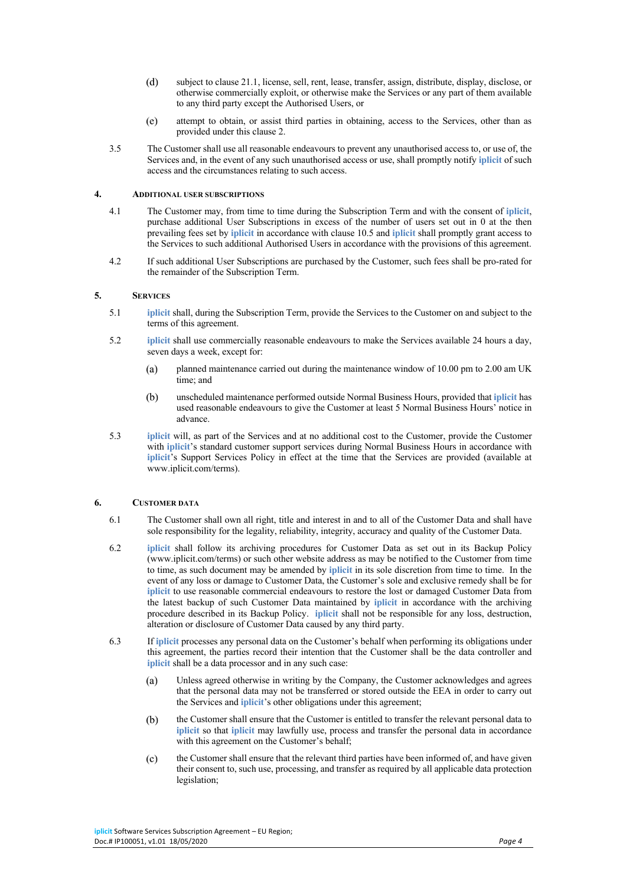(d) subject to clause 21.1, license, sell, rent, lease, transfer, assign, distribute, display, disclose, or otherwise commercially exploit, or otherwise make the Services or any part of them available to any third party except the Authorised Users, or

(e) attempt to obtain, or assist third parties in obtaining, access to the Services, other than as provided under this clause 2.

3.5 The Customer shall use all reasonable endeavours to prevent any unauthorised access to, or use of, the Services and, in the event of any such unauthorised access or use, shall promptly notify **iplicit** of such access and the circumstances relating to such access.

## 4. ADDITIONAL USER SUBSCRIPTIONS

4.1 The Customer may, from time to time during the Subscription Term and with the consent of **iplicit**, purchase additional User Subscriptions in excess of the number of users set out in 0 at the then prevailing fees set by **iplicit** in accordance with clause 10.5 and **iplicit** shall promptly grant access to the Services to such additional Authorised Users in accordance with the provisions of this agreement.

4.2 If such additional User Subscriptions are purchased by the Customer, such fees shall be pro-rated for the remainder of the Subscription Term.

## 5. SERVICES

5.1 **iplicit** shall, during the Subscription Term, provide the Services to the Customer on and subject to the terms of this agreement.

5.2 **iplicit** shall use commercially reasonable endeavours to make the Services available 24 hours a day, seven days a week, except for:

(a) planned maintenance carried out during the maintenance window of 10.00 pm to 2.00 am UK time; and

(b) unscheduled maintenance performed outside Normal Business Hours, provided that **iplicit** has used reasonable endeavours to give the Customer at least 5 Normal Business Hours' notice in advance.

5.3 **iplicit** will, as part of the Services and at no additional cost to the Customer, provide the Customer with **iplicit**'s standard customer support services during Normal Business Hours in accordance with **iplicit**'s Support Services Policy in effect at the time that the Services are provided (available at www.iplicit.com/terms).

## 6. CUSTOMER DATA

6.1 The Customer shall own all right, title and interest in and to all of the Customer Data and shall have sole responsibility for the legality, reliability, integrity, accuracy and quality of the Customer Data.

6.2 **iplicit** shall follow its archiving procedures for Customer Data as set out in its Backup Policy (www.iplicit.com/terms) or such other website address as may be notified to the Customer from time to time, as such document may be amended by **iplicit** in its sole discretion from time to time. In the event of any loss or damage to Customer Data, the Customer's sole and exclusive remedy shall be for **iplicit** to use reasonable commercial endeavours to restore the lost or damaged Customer Data from the latest backup of such Customer Data maintained by **iplicit** in accordance with the archiving procedure described in its Backup Policy. **iplicit** shall not be responsible for any loss, destruction, alteration or disclosure of Customer Data caused by any third party.

6.3 If **iplicit** processes any personal data on the Customer's behalf when performing its obligations under this agreement, the parties record their intention that the Customer shall be the data controller and **iplicit** shall be a data processor and in any such case:

(a) Unless agreed otherwise in writing by the Company, the Customer acknowledges and agrees that the personal data may not be transferred or stored outside the EEA in order to carry out the Services and **iplicit**'s other obligations under this agreement;

(b) the Customer shall ensure that the Customer is entitled to transfer the relevant personal data to **iplicit** so that **iplicit** may lawfully use, process and transfer the personal data in accordance with this agreement on the Customer's behalf;

(c) the Customer shall ensure that the relevant third parties have been informed of, and have given their consent to, such use, processing, and transfer as required by all applicable data protection legislation;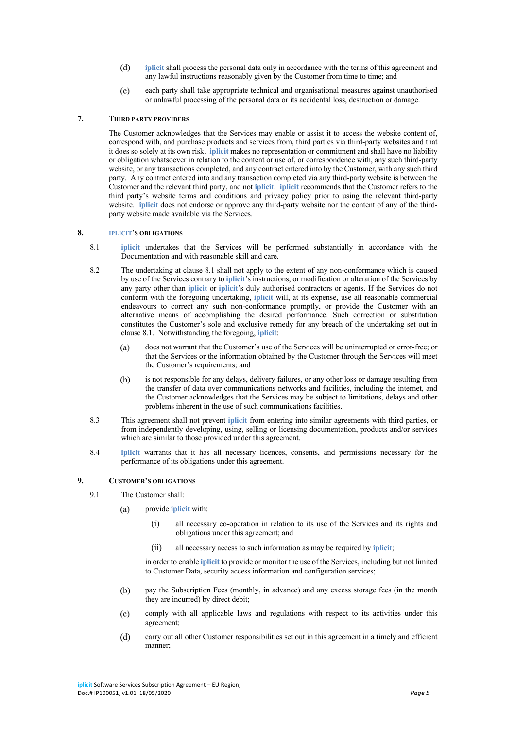(d) **iplicit** shall process the personal data only in accordance with the terms of this agreement and any lawful instructions reasonably given by the Customer from time to time; and

(e) each party shall take appropriate technical and organisational measures against unauthorised or unlawful processing of the personal data or its accidental loss, destruction or damage.

## 7. THIRD PARTY PROVIDERS

The Customer acknowledges that the Services may enable or assist it to access the website content of, correspond with, and purchase products and services from, third parties via third-party websites and that it does so solely at its own risk. **iplicit** makes no representation or commitment and shall have no liability or obligation whatsoever in relation to the content or use of, or correspondence with, any such third-party website, or any transactions completed, and any contract entered into by the Customer, with any such third party. Any contract entered into and any transaction completed via any third-party website is between the Customer and the relevant third party, and not **iplicit**. **iplicit** recommends that the Customer refers to the third party's website terms and conditions and privacy policy prior to using the relevant third-party website. **iplicit** does not endorse or approve any third-party website nor the content of any of the third-party website made available via the Services.

## 8. IPLICIT'S OBLIGATIONS

8.1 **iplicit** undertakes that the Services will be performed substantially in accordance with the Documentation and with reasonable skill and care.

8.2 The undertaking at clause 8.1 shall not apply to the extent of any non-conformance which is caused by use of the Services contrary to **iplicit**'s instructions, or modification or alteration of the Services by any party other than **iplicit** or **iplicit**'s duly authorised contractors or agents. If the Services do not conform with the foregoing undertaking, **iplicit** will, at its expense, use all reasonable commercial endeavours to correct any such non-conformance promptly, or provide the Customer with an alternative means of accomplishing the desired performance. Such correction or substitution constitutes the Customer's sole and exclusive remedy for any breach of the undertaking set out in clause 8.1. Notwithstanding the foregoing, **iplicit**:

(a) does not warrant that the Customer's use of the Services will be uninterrupted or error-free; or that the Services or the information obtained by the Customer through the Services will meet the Customer's requirements; and

(b) is not responsible for any delays, delivery failures, or any other loss or damage resulting from the transfer of data over communications networks and facilities, including the internet, and the Customer acknowledges that the Services may be subject to limitations, delays and other problems inherent in the use of such communications facilities.

8.3 This agreement shall not prevent **iplicit** from entering into similar agreements with third parties, or from independently developing, using, selling or licensing documentation, products and/or services which are similar to those provided under this agreement.

8.4 **iplicit** warrants that it has all necessary licences, consents, and permissions necessary for the performance of its obligations under this agreement.

## 9. CUSTOMER'S OBLIGATIONS

9.1 The Customer shall:

(a) provide **iplicit** with:

(i) all necessary co-operation in relation to its use of the Services and its rights and obligations under this agreement; and

(ii) all necessary access to such information as may be required by **iplicit**;

in order to enable **iplicit** to provide or monitor the use of the Services, including but not limited to Customer Data, security access information and configuration services;

(b) pay the Subscription Fees (monthly, in advance) and any excess storage fees (in the month they are incurred) by direct debit;

(c) comply with all applicable laws and regulations with respect to its activities under this agreement;

(d) carry out all other Customer responsibilities set out in this agreement in a timely and efficient manner;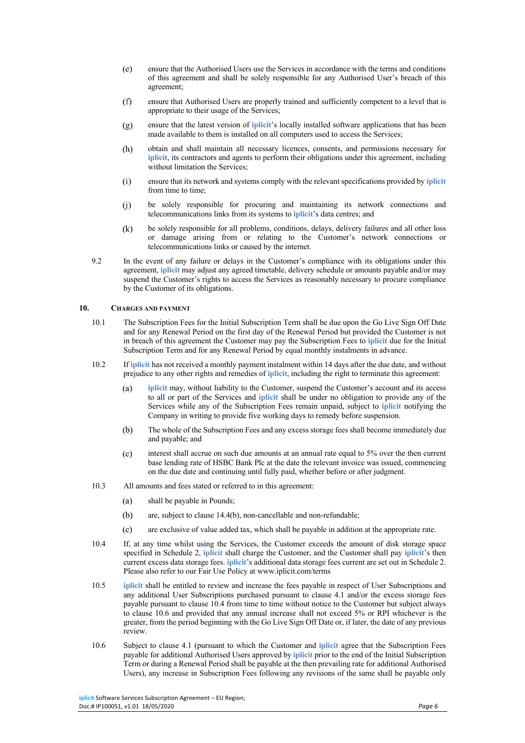(e) ensure that the Authorised Users use the Services in accordance with the terms and conditions of this agreement and shall be solely responsible for any Authorised User's breach of this agreement;

(f) ensure that Authorised Users are properly trained and sufficiently competent to a level that is appropriate to their usage of the Services;

(g) ensure that the latest version of **iplicit**'s locally installed software applications that has been made available to them is installed on all computers used to access the Services;

(h) obtain and shall maintain all necessary licences, consents, and permissions necessary for **iplicit**, its contractors and agents to perform their obligations under this agreement, including without limitation the Services;

(i) ensure that its network and systems comply with the relevant specifications provided by **iplicit** from time to time;

(j) be solely responsible for procuring and maintaining its network connections and telecommunications links from its systems to **iplicit**'s data centres; and

(k) be solely responsible for all problems, conditions, delays, delivery failures and all other loss or damage arising from or relating to the Customer's network connections or telecommunications links or caused by the internet.

9.2 In the event of any failure or delays in the Customer's compliance with its obligations under this agreement, **iplicit** may adjust any agreed timetable, delivery schedule or amounts payable and/or may suspend the Customer's rights to access the Services as reasonably necessary to procure compliance by the Customer of its obligations.

## 10. CHARGES AND PAYMENT

10.1 The Subscription Fees for the Initial Subscription Term shall be due upon the Go Live Sign Off Date and for any Renewal Period on the first day of the Renewal Period but provided the Customer is not in breach of this agreement the Customer may pay the Subscription Fees to **iplicit** due for the Initial Subscription Term and for any Renewal Period by equal monthly instalments in advance.

10.2 If **iplicit** has not received a monthly payment instalment within 14 days after the due date, and without prejudice to any other rights and remedies of **iplicit**, including the right to terminate this agreement:

(a) **iplicit** may, without liability to the Customer, suspend the Customer's account and its access to all or part of the Services and **iplicit** shall be under no obligation to provide any of the Services while any of the Subscription Fees remain unpaid, subject to **iplicit** notifying the Company in writing to provide five working days to remedy before suspension.

(b) The whole of the Subscription Fees and any excess storage fees shall become immediately due and payable; and

(c) interest shall accrue on such due amounts at an annual rate equal to 5% over the then current base lending rate of HSBC Bank Plc at the date the relevant invoice was issued, commencing on the due date and continuing until fully paid, whether before or after judgment.

10.3 All amounts and fees stated or referred to in this agreement:

(a) shall be payable in Pounds;

(b) are, subject to clause 14.4(b), non-cancellable and non-refundable;

(c) are exclusive of value added tax, which shall be payable in addition at the appropriate rate.

10.4 If, at any time whilst using the Services, the Customer exceeds the amount of disk storage space specified in Schedule 2, **iplicit** shall charge the Customer, and the Customer shall pay **iplicit**'s then current excess data storage fees. **iplicit**'s additional data storage fees current are set out in Schedule 2. Please also refer to our Fair Use Policy at www.iplicit.com/terms

10.5 **iplicit** shall be entitled to review and increase the fees payable in respect of User Subscriptions and any additional User Subscriptions purchased pursuant to clause 4.1 and/or the excess storage fees payable pursuant to clause 10.4 from time to time without notice to the Customer but subject always to clause 10.6 and provided that any annual increase shall not exceed 5% or RPI whichever is the greater, from the period beginning with the Go Live Sign Off Date or, if later, the date of any previous review.

10.6 Subject to clause 4.1 (pursuant to which the Customer and **iplicit** agree that the Subscription Fees payable for additional Authorised Users approved by **iplicit** prior to the end of the Initial Subscription Term or during a Renewal Period shall be payable at the then prevailing rate for additional Authorised Users), any increase in Subscription Fees following any revisions of the same shall be payable only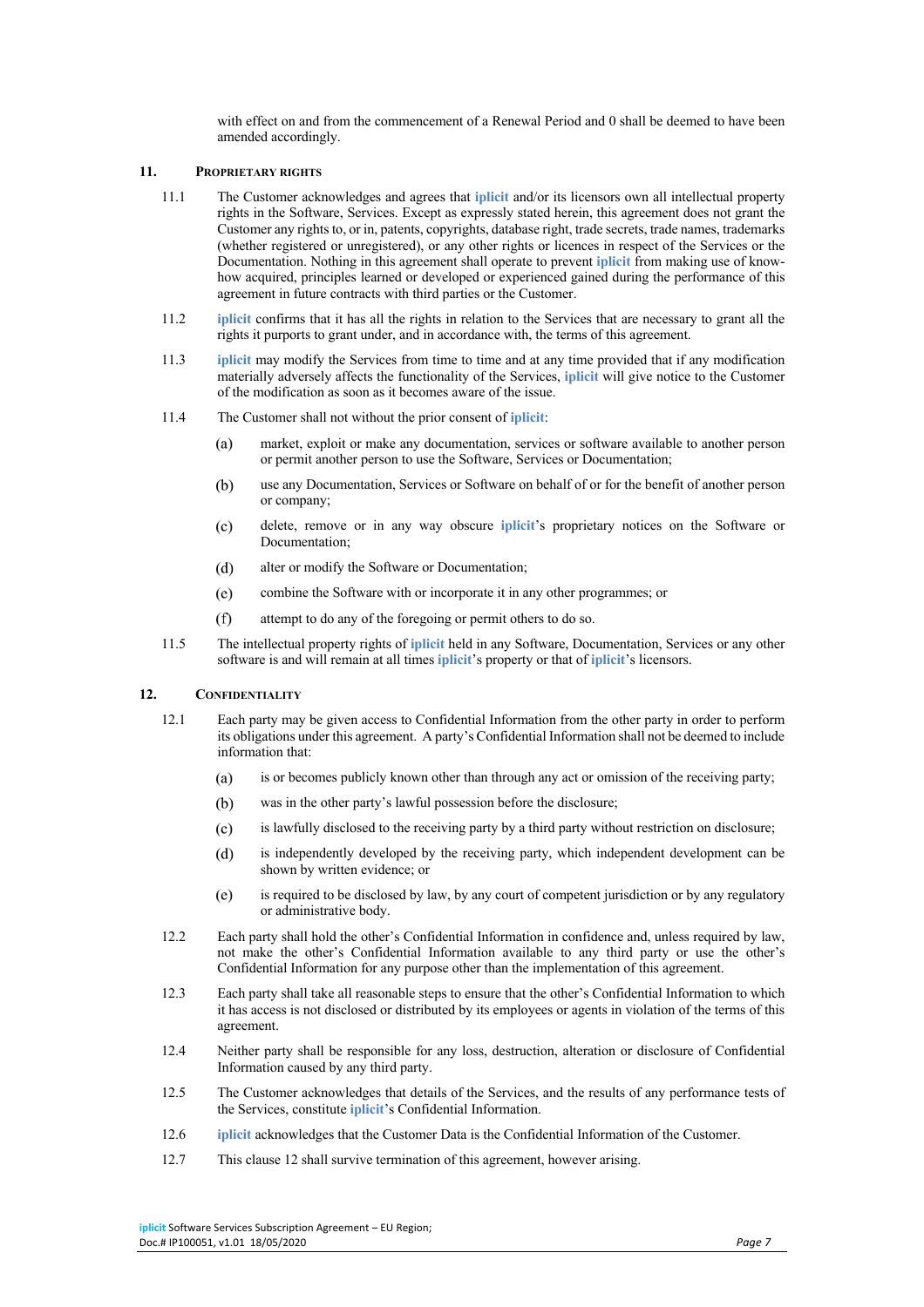with effect on and from the commencement of a Renewal Period and 0 shall be deemed to have been amended accordingly.

## 11. PROPRIETARY RIGHTS

11.1 The Customer acknowledges and agrees that **iplicit** and/or its licensors own all intellectual property rights in the Software, Services. Except as expressly stated herein, this agreement does not grant the Customer any rights to, or in, patents, copyrights, database right, trade secrets, trade names, trademarks (whether registered or unregistered), or any other rights or licences in respect of the Services or the Documentation. Nothing in this agreement shall operate to prevent **iplicit** from making use of know-how acquired, principles learned or developed or experienced gained during the performance of this agreement in future contracts with third parties or the Customer.

11.2 **iplicit** confirms that it has all the rights in relation to the Services that are necessary to grant all the rights it purports to grant under, and in accordance with, the terms of this agreement.

11.3 **iplicit** may modify the Services from time to time and at any time provided that if any modification materially adversely affects the functionality of the Services, **iplicit** will give notice to the Customer of the modification as soon as it becomes aware of the issue.

11.4 The Customer shall not without the prior consent of **iplicit**:

(a) market, exploit or make any documentation, services or software available to another person or permit another person to use the Software, Services or Documentation;

(b) use any Documentation, Services or Software on behalf of or for the benefit of another person or company;

(c) delete, remove or in any way obscure **iplicit**'s proprietary notices on the Software or Documentation;

(d) alter or modify the Software or Documentation;

(e) combine the Software with or incorporate it in any other programmes; or

(f) attempt to do any of the foregoing or permit others to do so.

11.5 The intellectual property rights of **iplicit** held in any Software, Documentation, Services or any other software is and will remain at all times **iplicit**'s property or that of **iplicit**'s licensors.

## 12. CONFIDENTIALITY

12.1 Each party may be given access to Confidential Information from the other party in order to perform its obligations under this agreement. A party's Confidential Information shall not be deemed to include information that:

(a) is or becomes publicly known other than through any act or omission of the receiving party;

(b) was in the other party's lawful possession before the disclosure;

(c) is lawfully disclosed to the receiving party by a third party without restriction on disclosure;

(d) is independently developed by the receiving party, which independent development can be shown by written evidence; or

(e) is required to be disclosed by law, by any court of competent jurisdiction or by any regulatory or administrative body.

12.2 Each party shall hold the other's Confidential Information in confidence and, unless required by law, not make the other's Confidential Information available to any third party or use the other's Confidential Information for any purpose other than the implementation of this agreement.

12.3 Each party shall take all reasonable steps to ensure that the other's Confidential Information to which it has access is not disclosed or distributed by its employees or agents in violation of the terms of this agreement.

12.4 Neither party shall be responsible for any loss, destruction, alteration or disclosure of Confidential Information caused by any third party.

12.5 The Customer acknowledges that details of the Services, and the results of any performance tests of the Services, constitute **iplicit**'s Confidential Information.

12.6 **iplicit** acknowledges that the Customer Data is the Confidential Information of the Customer.

12.7 This clause 12 shall survive termination of this agreement, however arising.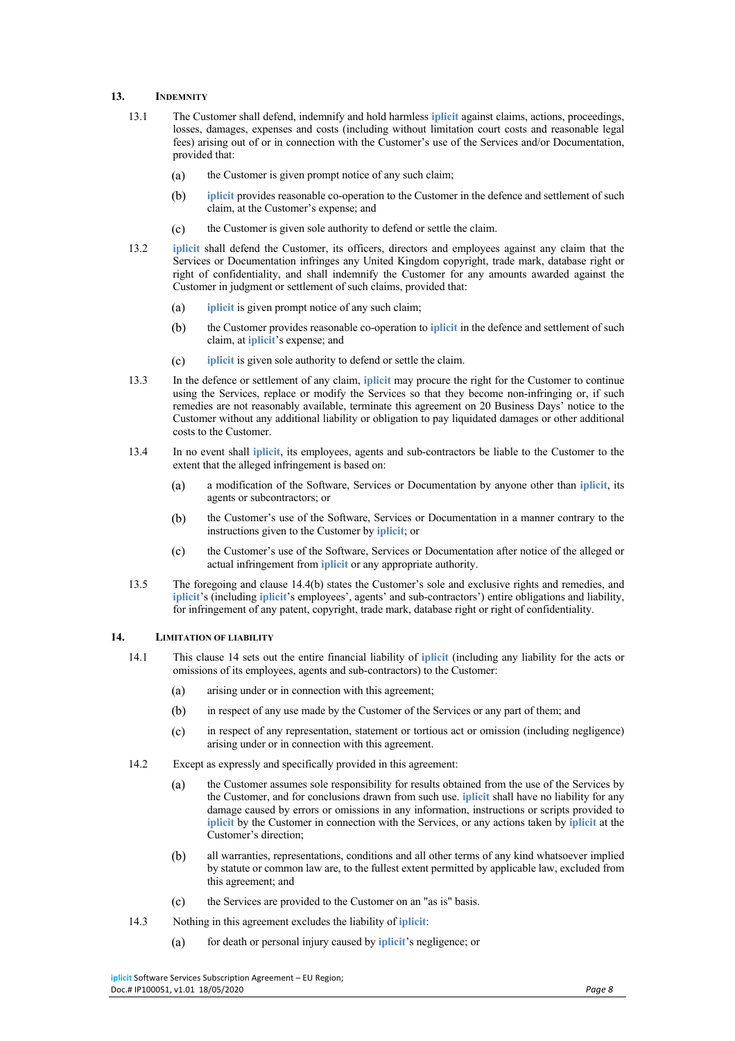## 13. INDEMNITY

13.1 The Customer shall defend, indemnify and hold harmless **iplicit** against claims, actions, proceedings, losses, damages, expenses and costs (including without limitation court costs and reasonable legal fees) arising out of or in connection with the Customer's use of the Services and/or Documentation, provided that:

(a) the Customer is given prompt notice of any such claim;

(b) **iplicit** provides reasonable co-operation to the Customer in the defence and settlement of such claim, at the Customer's expense; and

(c) the Customer is given sole authority to defend or settle the claim.

13.2 **iplicit** shall defend the Customer, its officers, directors and employees against any claim that the Services or Documentation infringes any United Kingdom copyright, trade mark, database right or right of confidentiality, and shall indemnify the Customer for any amounts awarded against the Customer in judgment or settlement of such claims, provided that:

(a) **iplicit** is given prompt notice of any such claim;

(b) the Customer provides reasonable co-operation to **iplicit** in the defence and settlement of such claim, at **iplicit**'s expense; and

(c) **iplicit** is given sole authority to defend or settle the claim.

13.3 In the defence or settlement of any claim, **iplicit** may procure the right for the Customer to continue using the Services, replace or modify the Services so that they become non-infringing or, if such remedies are not reasonably available, terminate this agreement on 20 Business Days' notice to the Customer without any additional liability or obligation to pay liquidated damages or other additional costs to the Customer.

13.4 In no event shall **iplicit**, its employees, agents and sub-contractors be liable to the Customer to the extent that the alleged infringement is based on:

(a) a modification of the Software, Services or Documentation by anyone other than **iplicit**, its agents or subcontractors; or

(b) the Customer's use of the Software, Services or Documentation in a manner contrary to the instructions given to the Customer by **iplicit**; or

(c) the Customer's use of the Software, Services or Documentation after notice of the alleged or actual infringement from **iplicit** or any appropriate authority.

13.5 The foregoing and clause 14.4(b) states the Customer's sole and exclusive rights and remedies, and **iplicit**'s (including **iplicit**'s employees', agents' and sub-contractors') entire obligations and liability, for infringement of any patent, copyright, trade mark, database right or right of confidentiality.

## 14. LIMITATION OF LIABILITY

14.1 This clause 14 sets out the entire financial liability of **iplicit** (including any liability for the acts or omissions of its employees, agents and sub-contractors) to the Customer:

(a) arising under or in connection with this agreement;

(b) in respect of any use made by the Customer of the Services or any part of them; and

(c) in respect of any representation, statement or tortious act or omission (including negligence) arising under or in connection with this agreement.

14.2 Except as expressly and specifically provided in this agreement:

(a) the Customer assumes sole responsibility for results obtained from the use of the Services by the Customer, and for conclusions drawn from such use. **iplicit** shall have no liability for any damage caused by errors or omissions in any information, instructions or scripts provided to **iplicit** by the Customer in connection with the Services, or any actions taken by **iplicit** at the Customer's direction;

(b) all warranties, representations, conditions and all other terms of any kind whatsoever implied by statute or common law are, to the fullest extent permitted by applicable law, excluded from this agreement; and

(c) the Services are provided to the Customer on an "as is" basis.

14.3 Nothing in this agreement excludes the liability of **iplicit**:

(a) for death or personal injury caused by **iplicit**'s negligence; or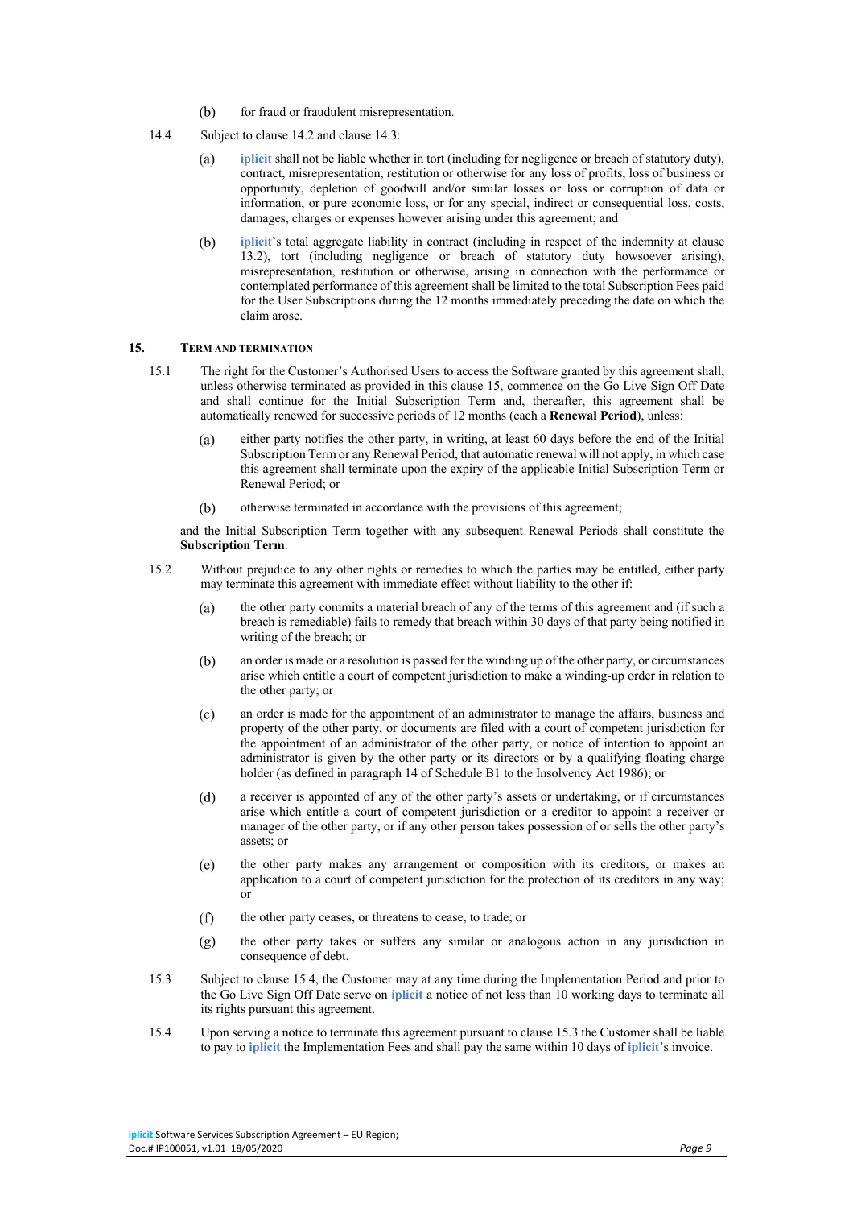(b) for fraud or fraudulent misrepresentation.

14.4 Subject to clause 14.2 and clause 14.3:

(a) **iplicit** shall not be liable whether in tort (including for negligence or breach of statutory duty), contract, misrepresentation, restitution or otherwise for any loss of profits, loss of business or opportunity, depletion of goodwill and/or similar losses or loss or corruption of data or information, or pure economic loss, or for any special, indirect or consequential loss, costs, damages, charges or expenses however arising under this agreement; and

(b) **iplicit**'s total aggregate liability in contract (including in respect of the indemnity at clause 13.2), tort (including negligence or breach of statutory duty howsoever arising), misrepresentation, restitution or otherwise, arising in connection with the performance or contemplated performance of this agreement shall be limited to the total Subscription Fees paid for the User Subscriptions during the 12 months immediately preceding the date on which the claim arose.

## 15. Term and termination

15.1 The right for the Customer's Authorised Users to access the Software granted by this agreement shall, unless otherwise terminated as provided in this clause 15, commence on the Go Live Sign Off Date and shall continue for the Initial Subscription Term and, thereafter, this agreement shall be automatically renewed for successive periods of 12 months (each a **Renewal Period**), unless:

(a) either party notifies the other party, in writing, at least 60 days before the end of the Initial Subscription Term or any Renewal Period, that automatic renewal will not apply, in which case this agreement shall terminate upon the expiry of the applicable Initial Subscription Term or Renewal Period; or

(b) otherwise terminated in accordance with the provisions of this agreement;

and the Initial Subscription Term together with any subsequent Renewal Periods shall constitute the **Subscription Term**.

15.2 Without prejudice to any other rights or remedies to which the parties may be entitled, either party may terminate this agreement with immediate effect without liability to the other if:

(a) the other party commits a material breach of any of the terms of this agreement and (if such a breach is remediable) fails to remedy that breach within 30 days of that party being notified in writing of the breach; or

(b) an order is made or a resolution is passed for the winding up of the other party, or circumstances arise which entitle a court of competent jurisdiction to make a winding-up order in relation to the other party; or

(c) an order is made for the appointment of an administrator to manage the affairs, business and property of the other party, or documents are filed with a court of competent jurisdiction for the appointment of an administrator of the other party, or notice of intention to appoint an administrator is given by the other party or its directors or by a qualifying floating charge holder (as defined in paragraph 14 of Schedule B1 to the Insolvency Act 1986); or

(d) a receiver is appointed of any of the other party's assets or undertaking, or if circumstances arise which entitle a court of competent jurisdiction or a creditor to appoint a receiver or manager of the other party, or if any other person takes possession of or sells the other party's assets; or

(e) the other party makes any arrangement or composition with its creditors, or makes an application to a court of competent jurisdiction for the protection of its creditors in any way; or

(f) the other party ceases, or threatens to cease, to trade; or

(g) the other party takes or suffers any similar or analogous action in any jurisdiction in consequence of debt.

15.3 Subject to clause 15.4, the Customer may at any time during the Implementation Period and prior to the Go Live Sign Off Date serve on **iplicit** a notice of not less than 10 working days to terminate all its rights pursuant this agreement.

15.4 Upon serving a notice to terminate this agreement pursuant to clause 15.3 the Customer shall be liable to pay to **iplicit** the Implementation Fees and shall pay the same within 10 days of **iplicit**'s invoice.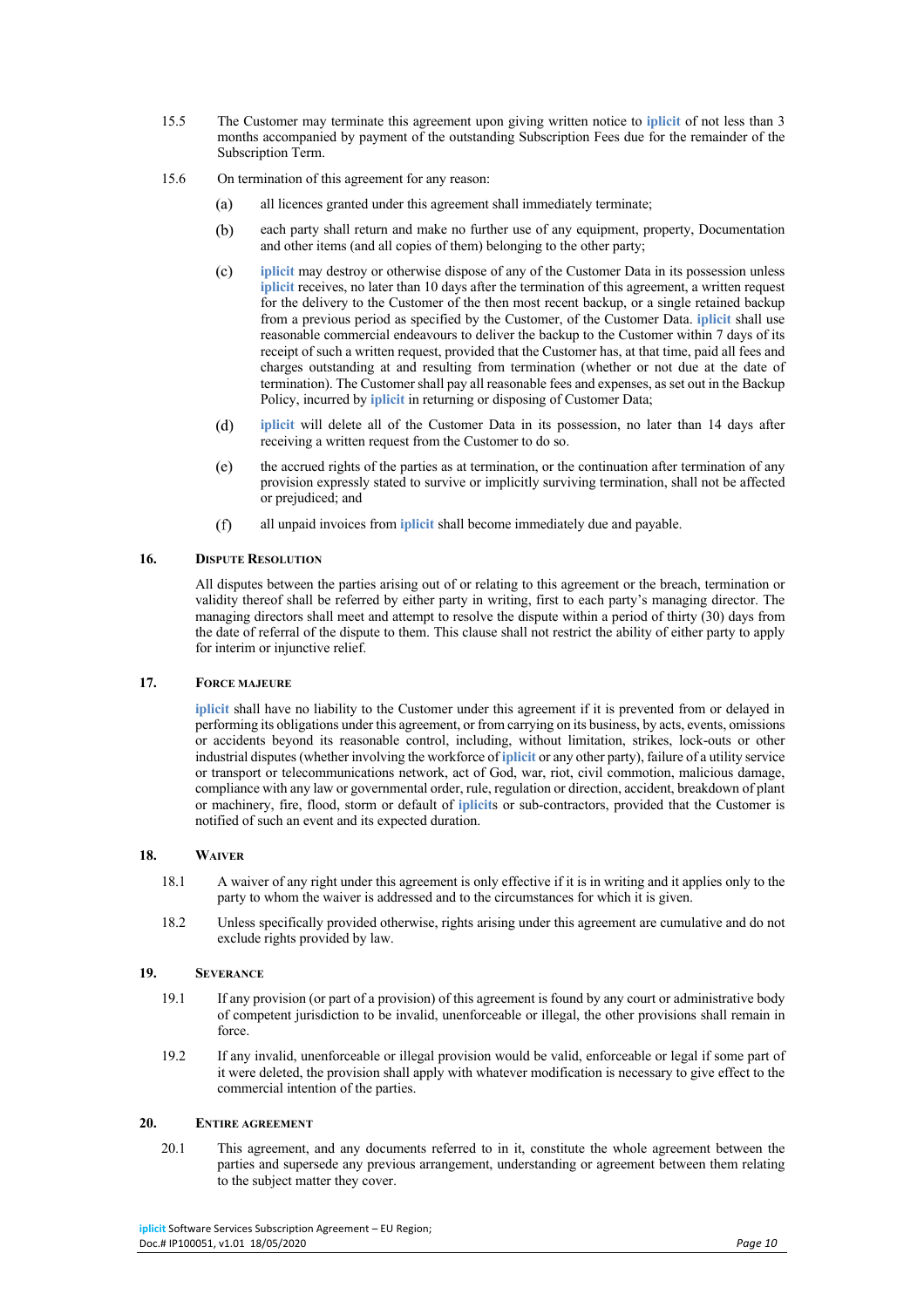15.5 The Customer may terminate this agreement upon giving written notice to **iplicit** of not less than 3 months accompanied by payment of the outstanding Subscription Fees due for the remainder of the Subscription Term.

15.6 On termination of this agreement for any reason:

(a) all licences granted under this agreement shall immediately terminate;

(b) each party shall return and make no further use of any equipment, property, Documentation and other items (and all copies of them) belonging to the other party;

(c) **iplicit** may destroy or otherwise dispose of any of the Customer Data in its possession unless **iplicit** receives, no later than 10 days after the termination of this agreement, a written request for the delivery to the Customer of the then most recent backup, or a single retained backup from a previous period as specified by the Customer, of the Customer Data. **iplicit** shall use reasonable commercial endeavours to deliver the backup to the Customer within 7 days of its receipt of such a written request, provided that the Customer has, at that time, paid all fees and charges outstanding at and resulting from termination (whether or not due at the date of termination). The Customer shall pay all reasonable fees and expenses, as set out in the Backup Policy, incurred by **iplicit** in returning or disposing of Customer Data;

(d) **iplicit** will delete all of the Customer Data in its possession, no later than 14 days after receiving a written request from the Customer to do so.

(e) the accrued rights of the parties as at termination, or the continuation after termination of any provision expressly stated to survive or implicitly surviving termination, shall not be affected or prejudiced; and

(f) all unpaid invoices from **iplicit** shall become immediately due and payable.

## 16. Dispute Resolution

All disputes between the parties arising out of or relating to this agreement or the breach, termination or validity thereof shall be referred by either party in writing, first to each party's managing director. The managing directors shall meet and attempt to resolve the dispute within a period of thirty (30) days from the date of referral of the dispute to them. This clause shall not restrict the ability of either party to apply for interim or injunctive relief.

## 17. Force majeure

**iplicit** shall have no liability to the Customer under this agreement if it is prevented from or delayed in performing its obligations under this agreement, or from carrying on its business, by acts, events, omissions or accidents beyond its reasonable control, including, without limitation, strikes, lock-outs or other industrial disputes (whether involving the workforce of **iplicit** or any other party), failure of a utility service or transport or telecommunications network, act of God, war, riot, civil commotion, malicious damage, compliance with any law or governmental order, rule, regulation or direction, accident, breakdown of plant or machinery, fire, flood, storm or default of **iplicit**s or sub-contractors, provided that the Customer is notified of such an event and its expected duration.

## 18. Waiver

18.1 A waiver of any right under this agreement is only effective if it is in writing and it applies only to the party to whom the waiver is addressed and to the circumstances for which it is given.

18.2 Unless specifically provided otherwise, rights arising under this agreement are cumulative and do not exclude rights provided by law.

## 19. Severance

19.1 If any provision (or part of a provision) of this agreement is found by any court or administrative body of competent jurisdiction to be invalid, unenforceable or illegal, the other provisions shall remain in force.

19.2 If any invalid, unenforceable or illegal provision would be valid, enforceable or legal if some part of it were deleted, the provision shall apply with whatever modification is necessary to give effect to the commercial intention of the parties.

## 20. Entire agreement

20.1 This agreement, and any documents referred to in it, constitute the whole agreement between the parties and supersede any previous arrangement, understanding or agreement between them relating to the subject matter they cover.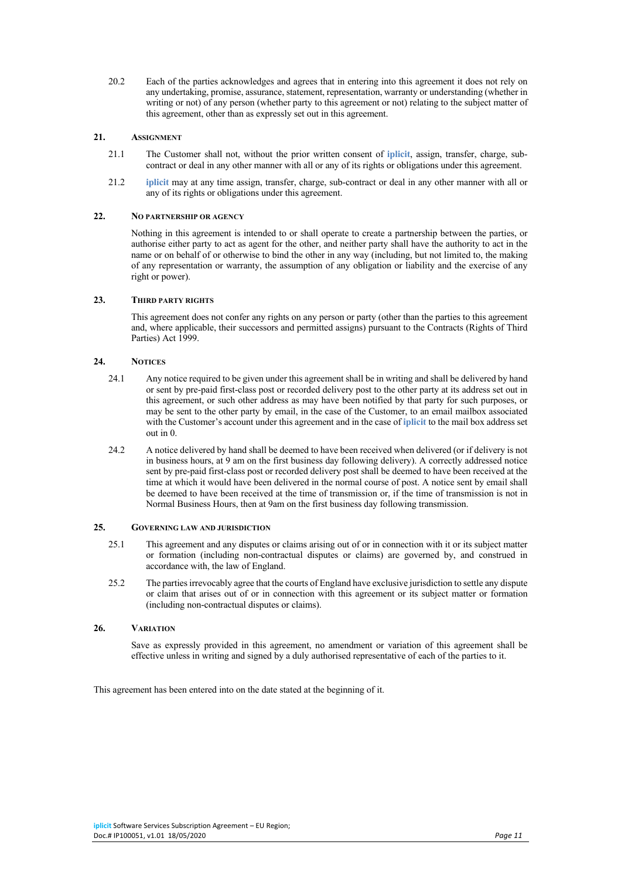20.2 Each of the parties acknowledges and agrees that in entering into this agreement it does not rely on any undertaking, promise, assurance, statement, representation, warranty or understanding (whether in writing or not) of any person (whether party to this agreement or not) relating to the subject matter of this agreement, other than as expressly set out in this agreement.

## 21. ASSIGNMENT

21.1 The Customer shall not, without the prior written consent of **iplicit**, assign, transfer, charge, sub-contract or deal in any other manner with all or any of its rights or obligations under this agreement.

21.2 **iplicit** may at any time assign, transfer, charge, sub-contract or deal in any other manner with all or any of its rights or obligations under this agreement.

## 22. NO PARTNERSHIP OR AGENCY

Nothing in this agreement is intended to or shall operate to create a partnership between the parties, or authorise either party to act as agent for the other, and neither party shall have the authority to act in the name or on behalf of or otherwise to bind the other in any way (including, but not limited to, the making of any representation or warranty, the assumption of any obligation or liability and the exercise of any right or power).

## 23. THIRD PARTY RIGHTS

This agreement does not confer any rights on any person or party (other than the parties to this agreement and, where applicable, their successors and permitted assigns) pursuant to the Contracts (Rights of Third Parties) Act 1999.

## 24. NOTICES

24.1 Any notice required to be given under this agreement shall be in writing and shall be delivered by hand or sent by pre-paid first-class post or recorded delivery post to the other party at its address set out in this agreement, or such other address as may have been notified by that party for such purposes, or may be sent to the other party by email, in the case of the Customer, to an email mailbox associated with the Customer's account under this agreement and in the case of **iplicit** to the mail box address set out in 0.

24.2 A notice delivered by hand shall be deemed to have been received when delivered (or if delivery is not in business hours, at 9 am on the first business day following delivery). A correctly addressed notice sent by pre-paid first-class post or recorded delivery post shall be deemed to have been received at the time at which it would have been delivered in the normal course of post. A notice sent by email shall be deemed to have been received at the time of transmission or, if the time of transmission is not in Normal Business Hours, then at 9am on the first business day following transmission.

## 25. GOVERNING LAW AND JURISDICTION

25.1 This agreement and any disputes or claims arising out of or in connection with it or its subject matter or formation (including non-contractual disputes or claims) are governed by, and construed in accordance with, the law of England.

25.2 The parties irrevocably agree that the courts of England have exclusive jurisdiction to settle any dispute or claim that arises out of or in connection with this agreement or its subject matter or formation (including non-contractual disputes or claims).

## 26. VARIATION

Save as expressly provided in this agreement, no amendment or variation of this agreement shall be effective unless in writing and signed by a duly authorised representative of each of the parties to it.

This agreement has been entered into on the date stated at the beginning of it.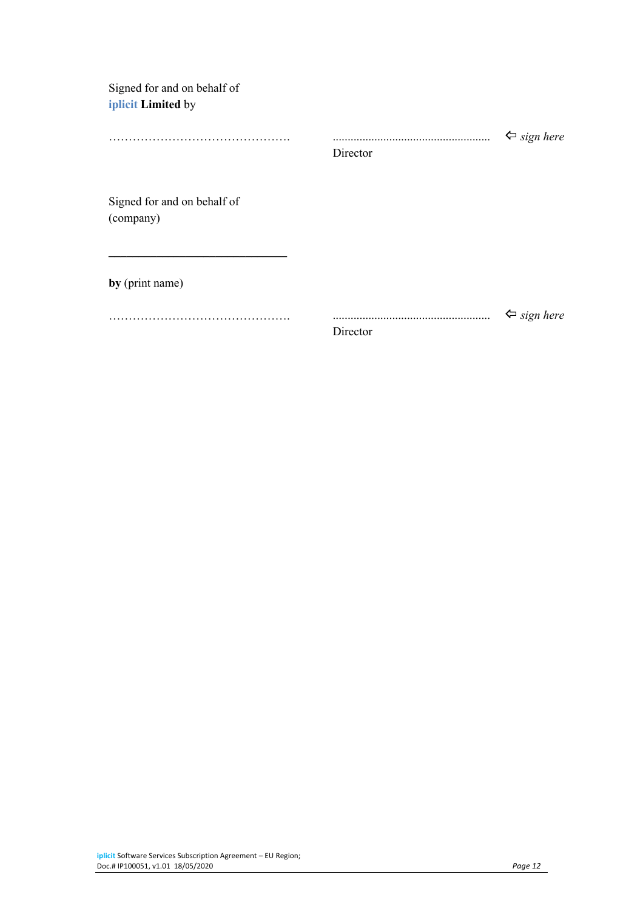Signed for and on behalf of
iplicit **Limited** by

……………………………………… ..................................................... ⇦ *sign here*
Director

Signed for and on behalf of
(company)

______________________________

**by** (print name)

……………………………………… ..................................................... ⇦ *sign here*
Director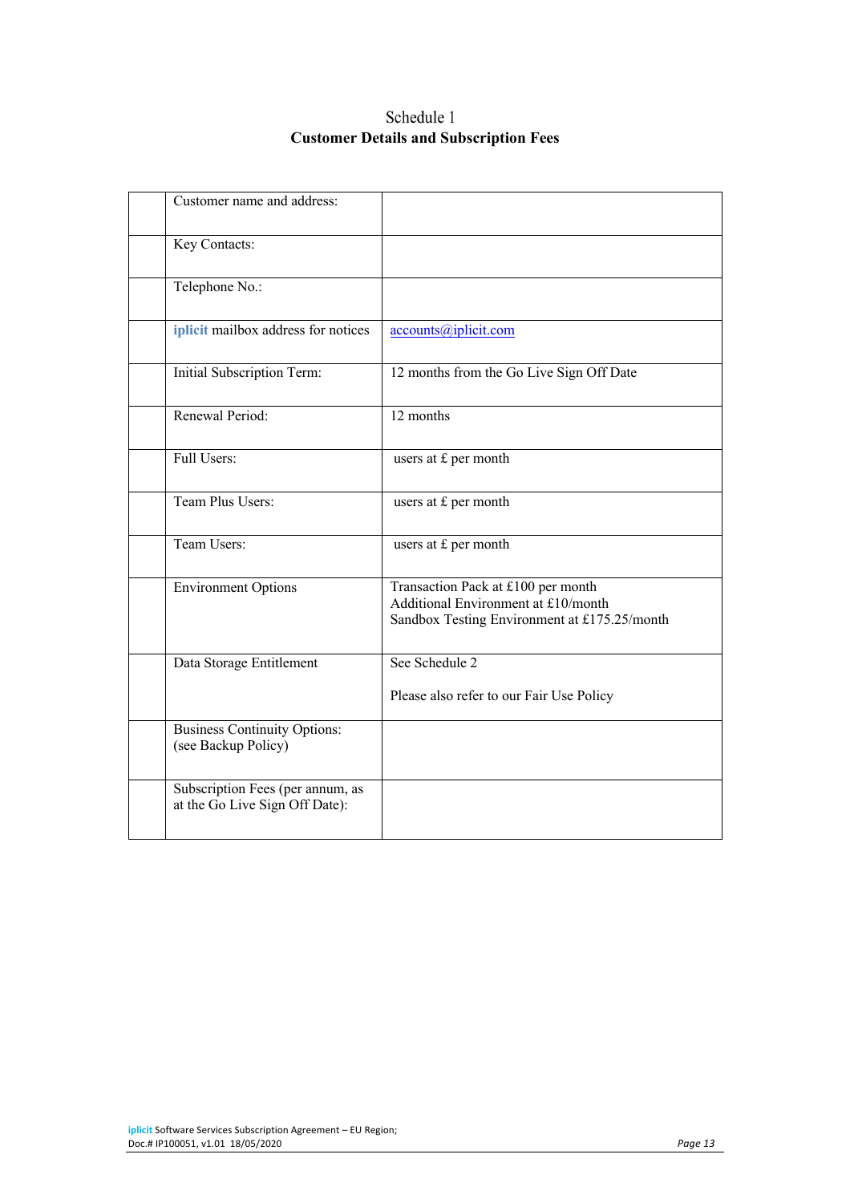# Schedule 1
## Customer Details and Subscription Fees

| | | |
|---|---|---|
| | Customer name and address: | |
| | Key Contacts: | |
| | Telephone No.: | |
| | **iplicit** mailbox address for notices | accounts@iplicit.com |
| | Initial Subscription Term: | 12 months from the Go Live Sign Off Date |
| | Renewal Period: | 12 months |
| | Full Users: | users at £ per month |
| | Team Plus Users: | users at £ per month |
| | Team Users: | users at £ per month |
| | Environment Options | Transaction Pack at £100 per month<br>Additional Environment at £10/month<br>Sandbox Testing Environment at £175.25/month |
| | Data Storage Entitlement | See Schedule 2<br><br>Please also refer to our Fair Use Policy |
| | Business Continuity Options:<br>(see Backup Policy) | |
| | Subscription Fees (per annum, as at the Go Live Sign Off Date): | |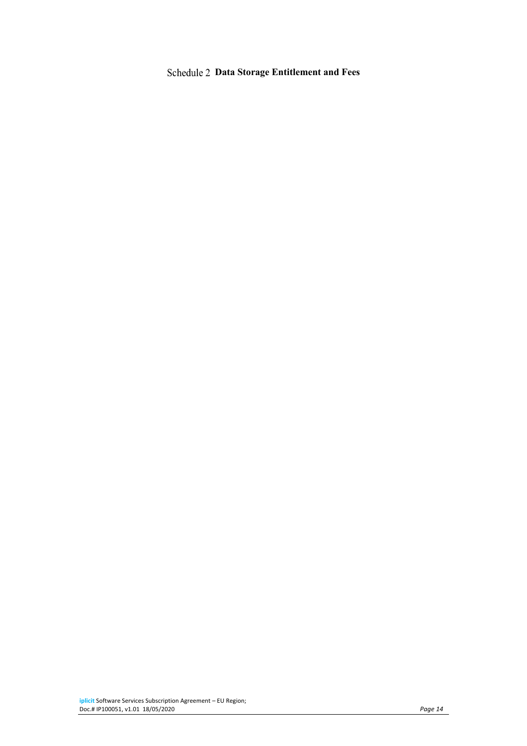# Schedule 2 Data Storage Entitlement and Fees